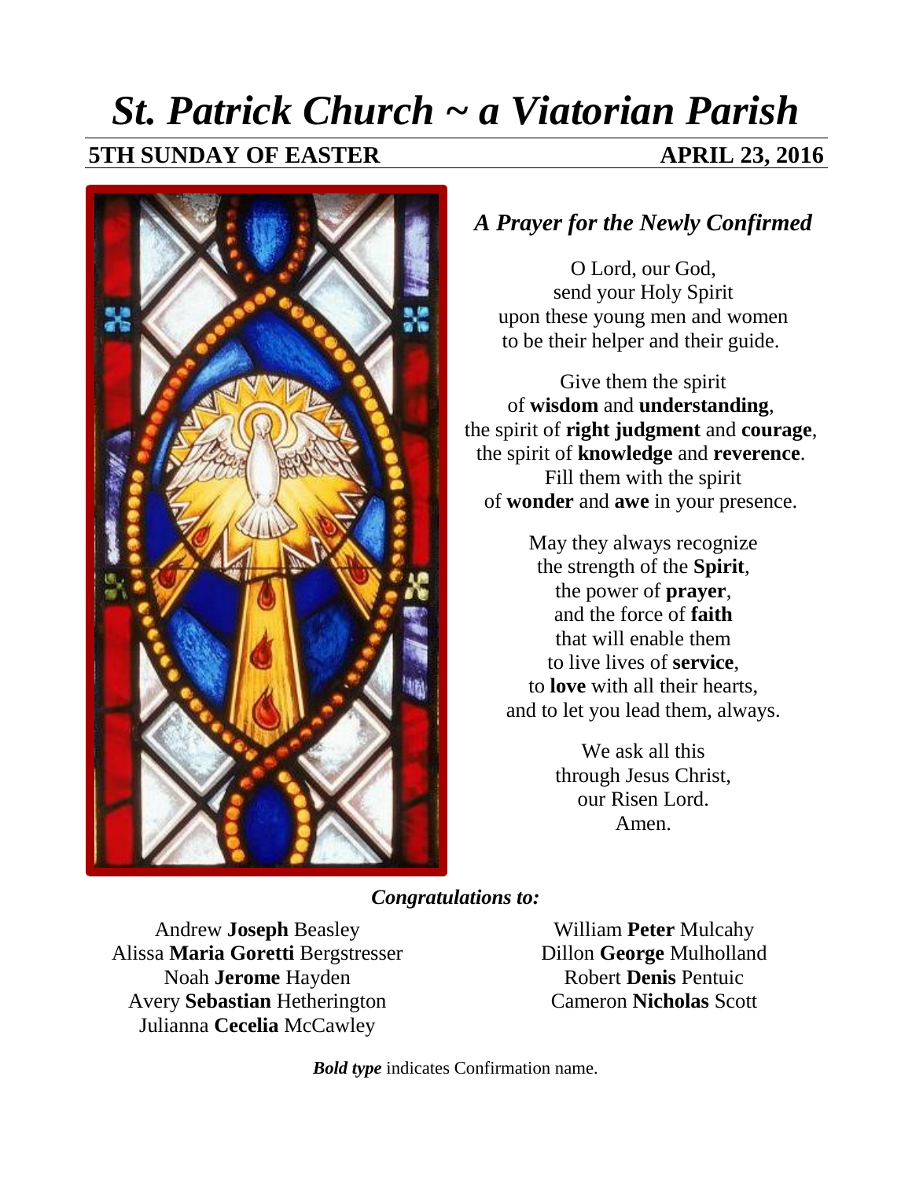# *St. Patrick Church ~ a Viatorian Parish*

**5TH SUNDAY OF EASTER** **APRIL 23, 2016**

## *A Prayer for the Newly Confirmed*

O Lord, our God,
send your Holy Spirit
upon these young men and women
to be their helper and their guide.

Give them the spirit
of **wisdom** and **understanding**,
the spirit of **right judgment** and **courage**,
the spirit of **knowledge** and **reverence**.
Fill them with the spirit
of **wonder** and **awe** in your presence.

May they always recognize
the strength of the **Spirit**,
the power of **prayer**,
and the force of **faith**
that will enable them
to live lives of **service**,
to **love** with all their hearts,
and to let you lead them, always.

We ask all this
through Jesus Christ,
our Risen Lord.
Amen.

***Congratulations to:***

Andrew **Joseph** Beasley
Alissa **Maria Goretti** Bergstresser
Noah **Jerome** Hayden
Avery **Sebastian** Hetherington
Julianna **Cecelia** McCawley
William **Peter** Mulcahy
Dillon **George** Mulholland
Robert **Denis** Pentuic
Cameron **Nicholas** Scott

***Bold type*** indicates Confirmation name.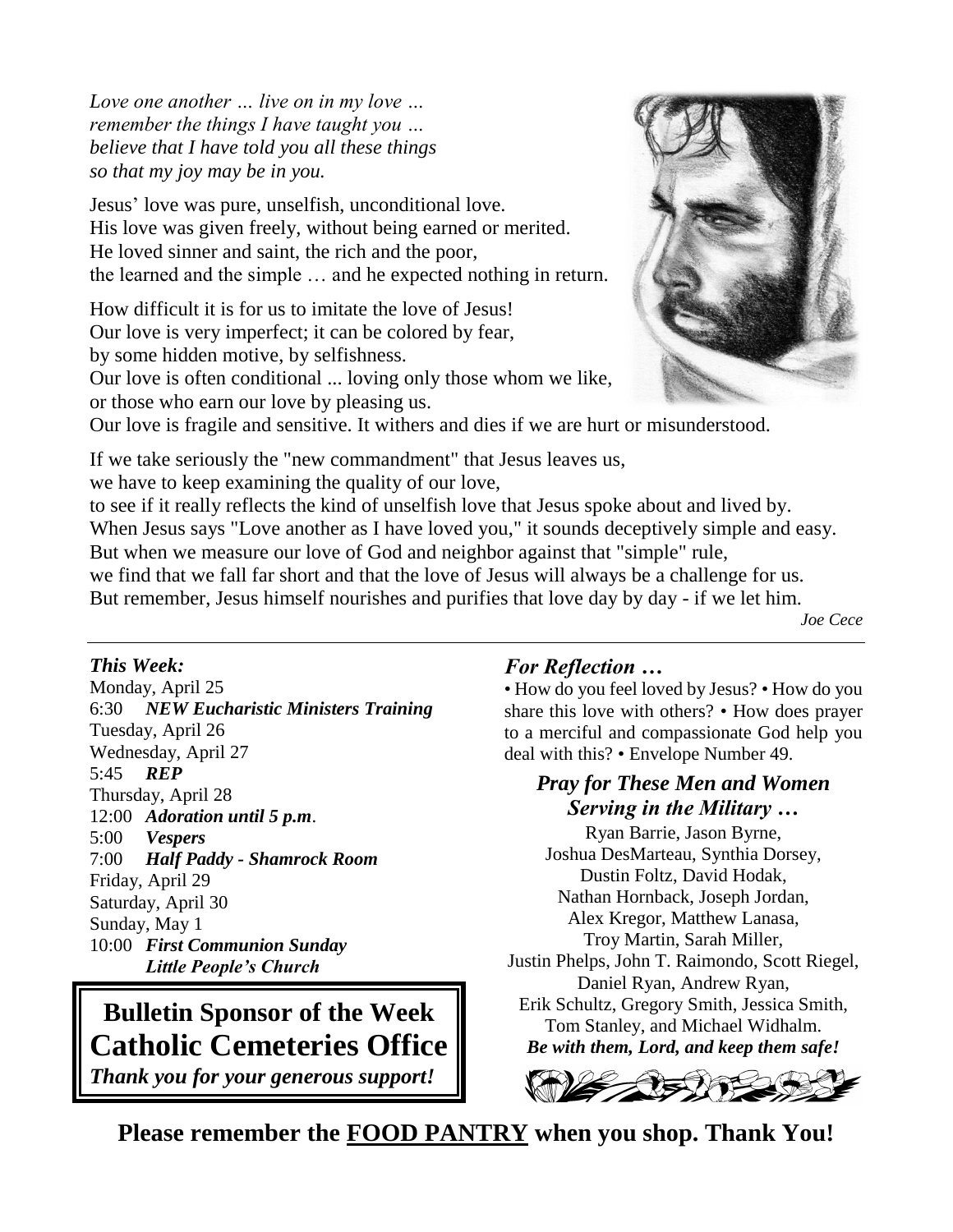*Love one another … live on in my love …*
*remember the things I have taught you …*
*believe that I have told you all these things*
*so that my joy may be in you.*

Jesus' love was pure, unselfish, unconditional love.
His love was given freely, without being earned or merited.
He loved sinner and saint, the rich and the poor,
the learned and the simple … and he expected nothing in return.

How difficult it is for us to imitate the love of Jesus!
Our love is very imperfect; it can be colored by fear,
by some hidden motive, by selfishness.
Our love is often conditional ... loving only those whom we like,
or those who earn our love by pleasing us.
Our love is fragile and sensitive. It withers and dies if we are hurt or misunderstood.

If we take seriously the "new commandment" that Jesus leaves us,
we have to keep examining the quality of our love,
to see if it really reflects the kind of unselfish love that Jesus spoke about and lived by.
When Jesus says "Love another as I have loved you," it sounds deceptively simple and easy.
But when we measure our love of God and neighbor against that "simple" rule,
we find that we fall far short and that the love of Jesus will always be a challenge for us.
But remember, Jesus himself nourishes and purifies that love day by day - if we let him.

*Joe Cece*

---

***This Week:***

Monday, April 25
6:30 ***NEW Eucharistic Ministers Training***
Tuesday, April 26
Wednesday, April 27
5:45 ***REP***
Thursday, April 28
12:00 ***Adoration until 5 p.m.***
5:00 ***Vespers***
7:00 ***Half Paddy - Shamrock Room***
Friday, April 29
Saturday, April 30
Sunday, May 1
10:00 ***First Communion Sunday***
***Little People's Church***

**Bulletin Sponsor of the Week**
**Catholic Cemeteries Office**
***Thank you for your generous support!***

***For Reflection …***

• How do you feel loved by Jesus? • How do you share this love with others? • How does prayer to a merciful and compassionate God help you deal with this? • Envelope Number 49.

***Pray for These Men and Women Serving in the Military …***

Ryan Barrie, Jason Byrne,
Joshua DesMarteau, Synthia Dorsey,
Dustin Foltz, David Hodak,
Nathan Hornback, Joseph Jordan,
Alex Kregor, Matthew Lanasa,
Troy Martin, Sarah Miller,
Justin Phelps, John T. Raimondo, Scott Riegel,
Daniel Ryan, Andrew Ryan,
Erik Schultz, Gregory Smith, Jessica Smith,
Tom Stanley, and Michael Widhalm.
***Be with them, Lord, and keep them safe!***

**Please remember the FOOD PANTRY when you shop. Thank You!**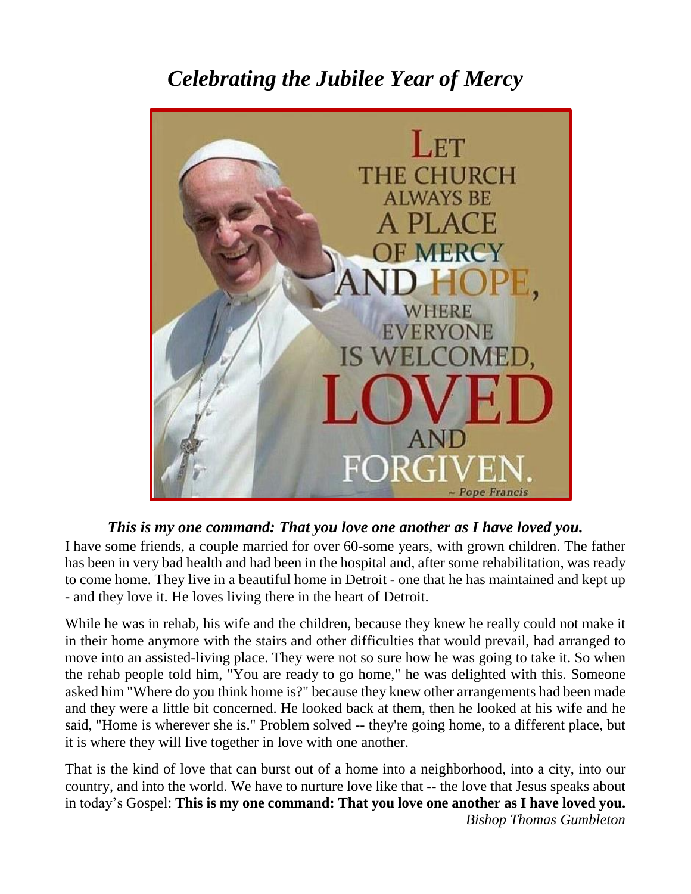# *Celebrating the Jubilee Year of Mercy*

LET THE CHURCH ALWAYS BE A PLACE OF MERCY AND HOPE, WHERE EVERYONE IS WELCOMED, LOVED AND FORGIVEN.
~ Pope Francis

***This is my one command: That you love one another as I have loved you.***

I have some friends, a couple married for over 60-some years, with grown children. The father has been in very bad health and had been in the hospital and, after some rehabilitation, was ready to come home. They live in a beautiful home in Detroit - one that he has maintained and kept up - and they love it. He loves living there in the heart of Detroit.

While he was in rehab, his wife and the children, because they knew he really could not make it in their home anymore with the stairs and other difficulties that would prevail, had arranged to move into an assisted-living place. They were not so sure how he was going to take it. So when the rehab people told him, "You are ready to go home," he was delighted with this. Someone asked him "Where do you think home is?" because they knew other arrangements had been made and they were a little bit concerned. He looked back at them, then he looked at his wife and he said, "Home is wherever she is." Problem solved -- they're going home, to a different place, but it is where they will live together in love with one another.

That is the kind of love that can burst out of a home into a neighborhood, into a city, into our country, and into the world. We have to nurture love like that -- the love that Jesus speaks about in today's Gospel: **This is my one command: That you love one another as I have loved you.**

*Bishop Thomas Gumbleton*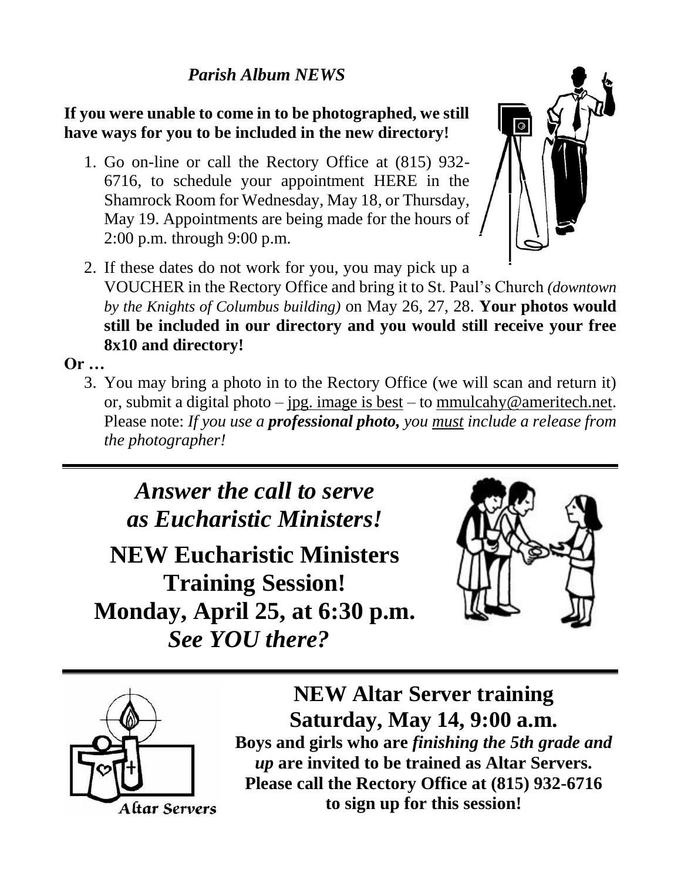### *Parish Album NEWS*

**If you were unable to come in to be photographed, we still have ways for you to be included in the new directory!**

1. Go on-line or call the Rectory Office at (815) 932-6716, to schedule your appointment HERE in the Shamrock Room for Wednesday, May 18, or Thursday, May 19. Appointments are being made for the hours of 2:00 p.m. through 9:00 p.m.
2. If these dates do not work for you, you may pick up a VOUCHER in the Rectory Office and bring it to St. Paul's Church *(downtown by the Knights of Columbus building)* on May 26, 27, 28. **Your photos would still be included in our directory and you would still receive your free 8x10 and directory!**

**Or …**

3. You may bring a photo in to the Rectory Office (we will scan and return it) or, submit a digital photo – jpg. image is best – to mmulcahy@ameritech.net. Please note: *If you use a **professional photo,** you must include a release from the photographer!*

---

## *Answer the call to serve as Eucharistic Ministers!*

## NEW Eucharistic Ministers Training Session!

## Monday, April 25, at 6:30 p.m.

## *See YOU there?*

---

Altar Servers

## NEW Altar Server training

## Saturday, May 14, 9:00 a.m.

**Boys and girls who are *finishing the 5th grade and up* are invited to be trained as Altar Servers. Please call the Rectory Office at (815) 932-6716 to sign up for this session!**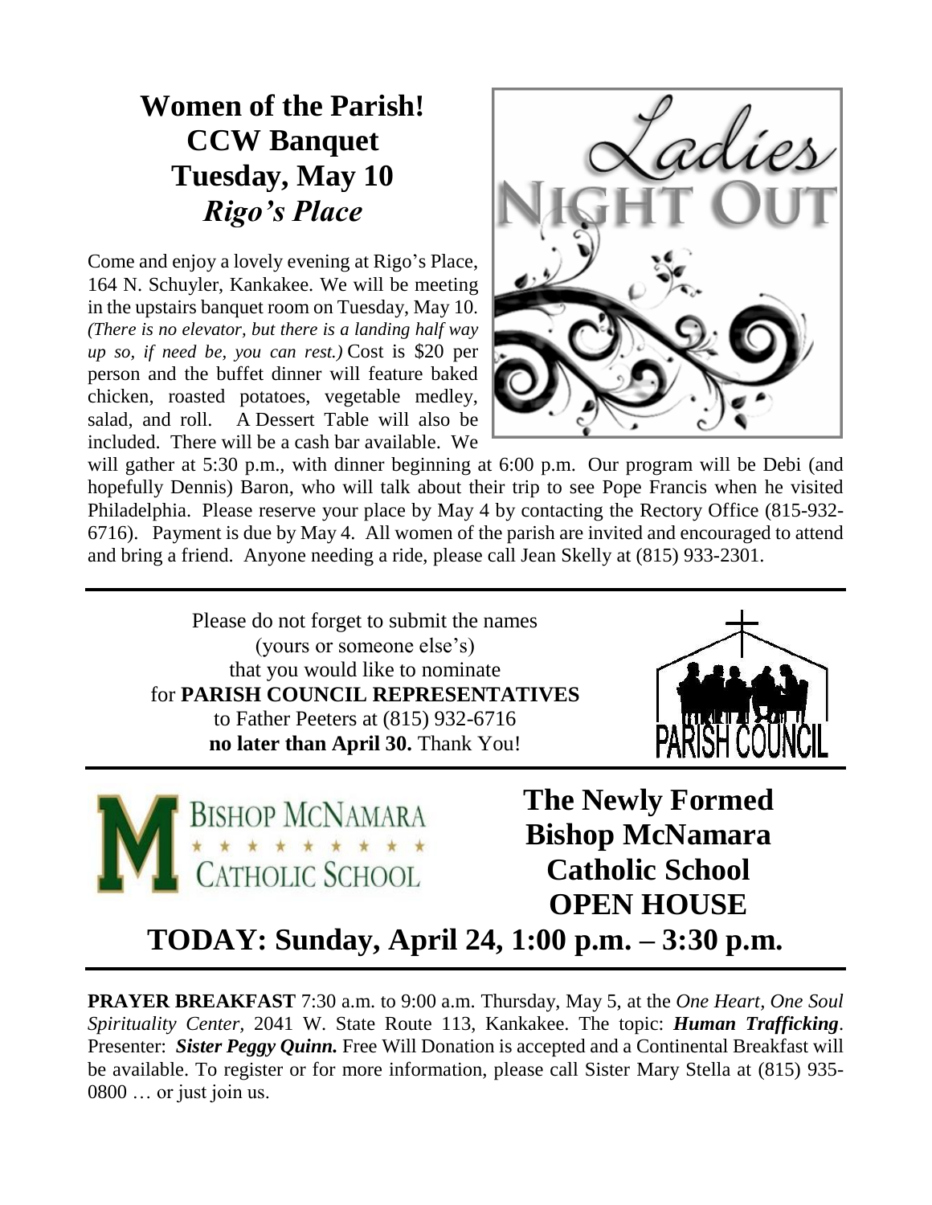## Women of the Parish!
## CCW Banquet
## Tuesday, May 10
## *Rigo's Place*

Come and enjoy a lovely evening at Rigo's Place, 164 N. Schuyler, Kankakee. We will be meeting in the upstairs banquet room on Tuesday, May 10. *(There is no elevator, but there is a landing half way up so, if need be, you can rest.)* Cost is $20 per person and the buffet dinner will feature baked chicken, roasted potatoes, vegetable medley, salad, and roll. A Dessert Table will also be included. There will be a cash bar available. We will gather at 5:30 p.m., with dinner beginning at 6:00 p.m. Our program will be Debi (and hopefully Dennis) Baron, who will talk about their trip to see Pope Francis when he visited Philadelphia. Please reserve your place by May 4 by contacting the Rectory Office (815-932-6716). Payment is due by May 4. All women of the parish are invited and encouraged to attend and bring a friend. Anyone needing a ride, please call Jean Skelly at (815) 933-2301.

---

Please do not forget to submit the names
(yours or someone else's)
that you would like to nominate
for **PARISH COUNCIL REPRESENTATIVES**
to Father Peeters at (815) 932-6716
**no later than April 30.** Thank You!

---

## The Newly Formed Bishop McNamara Catholic School OPEN HOUSE

## TODAY: Sunday, April 24, 1:00 p.m. – 3:30 p.m.

---

**PRAYER BREAKFAST** 7:30 a.m. to 9:00 a.m. Thursday, May 5, at the *One Heart, One Soul Spirituality Center*, 2041 W. State Route 113, Kankakee. The topic: ***Human Trafficking***. Presenter: ***Sister Peggy Quinn.*** Free Will Donation is accepted and a Continental Breakfast will be available. To register or for more information, please call Sister Mary Stella at (815) 935-0800 … or just join us.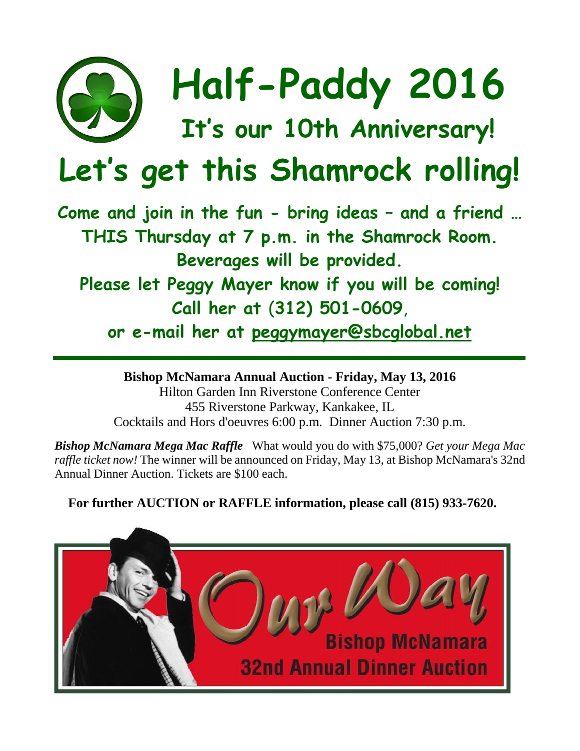# Half-Paddy 2016

## It's our 10th Anniversary!

# Let's get this Shamrock rolling!

**Come and join in the fun - bring ideas – and a friend …**
**THIS Thursday at 7 p.m. in the Shamrock Room.**
**Beverages will be provided.**
**Please let Peggy Mayer know if you will be coming!**
**Call her at (312) 501-0609,**
**or e-mail her at peggymayer@sbcglobal.net**

---

**Bishop McNamara Annual Auction - Friday, May 13, 2016**
Hilton Garden Inn Riverstone Conference Center
455 Riverstone Parkway, Kankakee, IL
Cocktails and Hors d'oeuvres 6:00 p.m. Dinner Auction 7:30 p.m.

***Bishop McNamara Mega Mac Raffle*** What would you do with $75,000? *Get your Mega Mac raffle ticket now!* The winner will be announced on Friday, May 13, at Bishop McNamara's 32nd Annual Dinner Auction. Tickets are $100 each.

**For further AUCTION or RAFFLE information, please call (815) 933-7620.**

Our Way
Bishop McNamara
32nd Annual Dinner Auction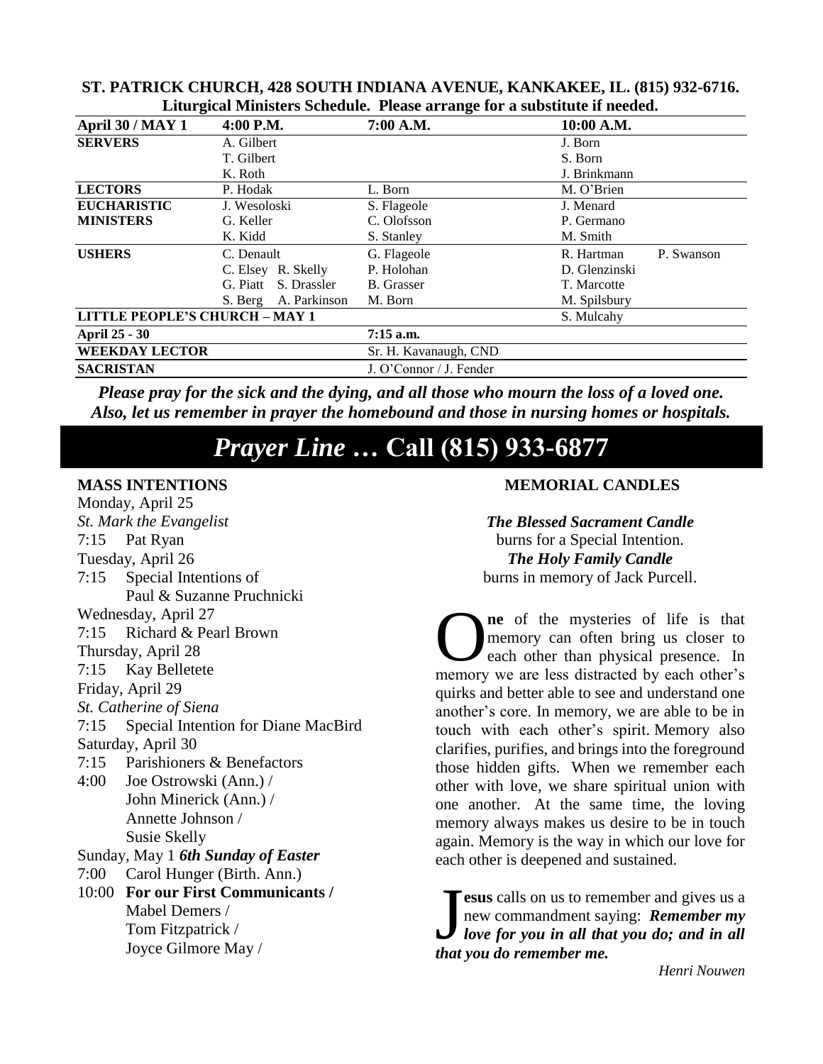**ST. PATRICK CHURCH, 428 SOUTH INDIANA AVENUE, KANKAKEE, IL. (815) 932-6716.**
**Liturgical Ministers Schedule. Please arrange for a substitute if needed.**

| April 30 / MAY 1 | 4:00 P.M. | 7:00 A.M. | 10:00 A.M. |
|---|---|---|---|
| **SERVERS** | A. Gilbert | | J. Born |
| | T. Gilbert | | S. Born |
| | K. Roth | | J. Brinkmann |
| **LECTORS** | P. Hodak | L. Born | M. O'Brien |
| **EUCHARISTIC MINISTERS** | J. Wesoloski | S. Flageole | J. Menard |
| | G. Keller | C. Olofsson | P. Germano |
| | K. Kidd | S. Stanley | M. Smith |
| **USHERS** | C. Denault | G. Flageole | R. Hartman P. Swanson |
| | C. Elsey R. Skelly | P. Holohan | D. Glenzinski |
| | G. Piatt S. Drassler | B. Grasser | T. Marcotte |
| | S. Berg A. Parkinson | M. Born | M. Spilsbury |
| **LITTLE PEOPLE'S CHURCH – MAY 1** | | | S. Mulcahy |
| **April 25 - 30** | | 7:15 a.m. | |
| **WEEKDAY LECTOR** | | Sr. H. Kavanaugh, CND | |
| **SACRISTAN** | | J. O'Connor / J. Fender | |

***Please pray for the sick and the dying, and all those who mourn the loss of a loved one. Also, let us remember in prayer the homebound and those in nursing homes or hospitals.***

# *Prayer Line* … Call (815) 933-6877

**MASS INTENTIONS**

Monday, April 25
*St. Mark the Evangelist*
7:15 Pat Ryan
Tuesday, April 26
7:15 Special Intentions of Paul & Suzanne Pruchnicki
Wednesday, April 27
7:15 Richard & Pearl Brown
Thursday, April 28
7:15 Kay Belletete
Friday, April 29
*St. Catherine of Siena*
7:15 Special Intention for Diane MacBird
Saturday, April 30
7:15 Parishioners & Benefactors
4:00 Joe Ostrowski (Ann.) / John Minerick (Ann.) / Annette Johnson / Susie Skelly
Sunday, May 1 ***6th Sunday of Easter***
7:00 Carol Hunger (Birth. Ann.)
10:00 **For our First Communicants /** Mabel Demers / Tom Fitzpatrick / Joyce Gilmore May /

**MEMORIAL CANDLES**

***The Blessed Sacrament Candle*** burns for a Special Intention.
***The Holy Family Candle*** burns in memory of Jack Purcell.

**One** of the mysteries of life is that memory can often bring us closer to each other than physical presence. In memory we are less distracted by each other's quirks and better able to see and understand one another's core. In memory, we are able to be in touch with each other's spirit. Memory also clarifies, purifies, and brings into the foreground those hidden gifts. When we remember each other with love, we share spiritual union with one another. At the same time, the loving memory always makes us desire to be in touch again. Memory is the way in which our love for each other is deepened and sustained.

**Jesus** calls on us to remember and gives us a new commandment saying: ***Remember my love for you in all that you do; and in all that you do remember me.***

*Henri Nouwen*